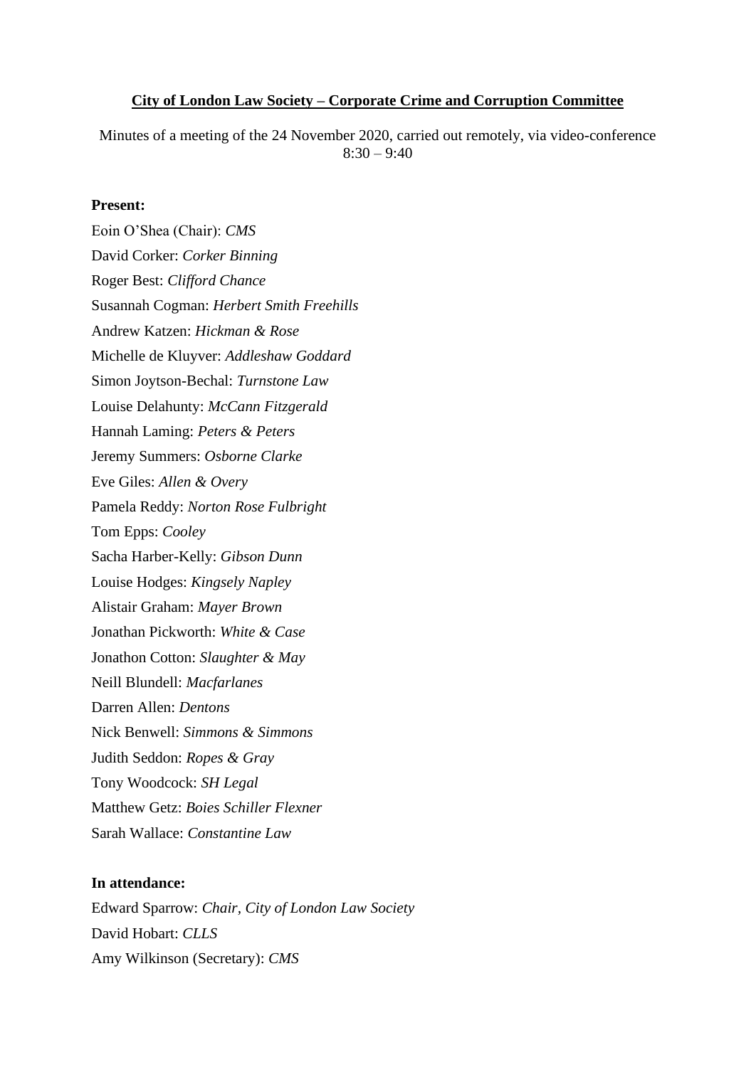**<u>City of London Law Society – Corporate Crime and Corruption Committee</u>**

Minutes of a meeting of the 24 November 2020, carried out remotely, via video-conference
8:30 – 9:40

**Present:**

Eoin O'Shea (Chair): *CMS*
David Corker: *Corker Binning*
Roger Best: *Clifford Chance*
Susannah Cogman: *Herbert Smith Freehills*
Andrew Katzen: *Hickman & Rose*
Michelle de Kluyver: *Addleshaw Goddard*
Simon Joytson-Bechal: *Turnstone Law*
Louise Delahunty: *McCann Fitzgerald*
Hannah Laming: *Peters & Peters*
Jeremy Summers: *Osborne Clarke*
Eve Giles: *Allen & Overy*
Pamela Reddy: *Norton Rose Fulbright*
Tom Epps: *Cooley*
Sacha Harber-Kelly: *Gibson Dunn*
Louise Hodges: *Kingsely Napley*
Alistair Graham: *Mayer Brown*
Jonathan Pickworth: *White & Case*
Jonathon Cotton: *Slaughter & May*
Neill Blundell: *Macfarlanes*
Darren Allen: *Dentons*
Nick Benwell: *Simmons & Simmons*
Judith Seddon: *Ropes & Gray*
Tony Woodcock: *SH Legal*
Matthew Getz: *Boies Schiller Flexner*
Sarah Wallace: *Constantine Law*

**In attendance:**

Edward Sparrow: *Chair, City of London Law Society*
David Hobart: *CLLS*
Amy Wilkinson (Secretary): *CMS*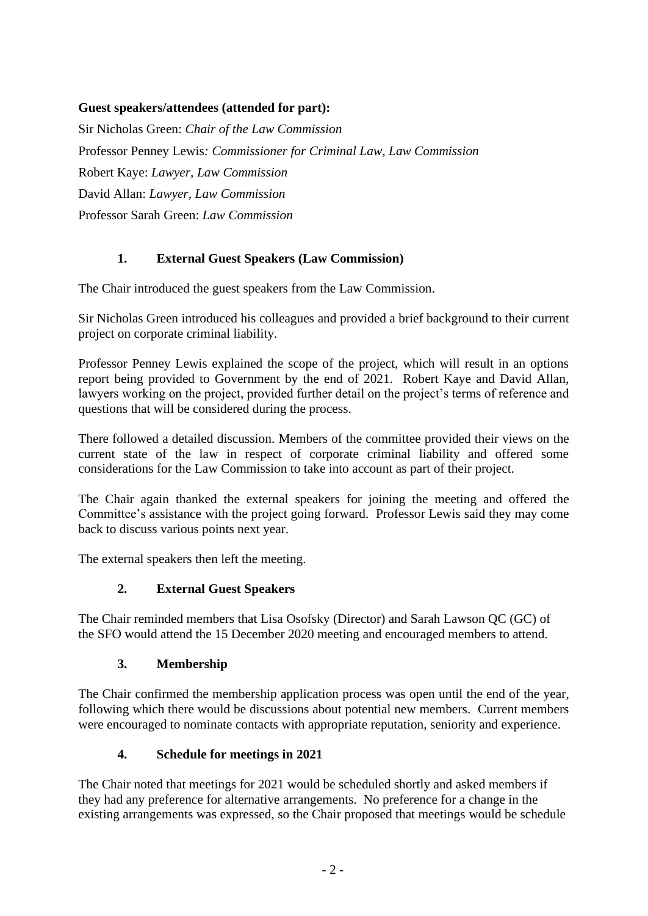**Guest speakers/attendees (attended for part):**

Sir Nicholas Green: *Chair of the Law Commission*

Professor Penney Lewis*: Commissioner for Criminal Law, Law Commission*

Robert Kaye: *Lawyer, Law Commission*

David Allan: *Lawyer, Law Commission*

Professor Sarah Green: *Law Commission*

## 1. External Guest Speakers (Law Commission)

The Chair introduced the guest speakers from the Law Commission.

Sir Nicholas Green introduced his colleagues and provided a brief background to their current project on corporate criminal liability.

Professor Penney Lewis explained the scope of the project, which will result in an options report being provided to Government by the end of 2021. Robert Kaye and David Allan, lawyers working on the project, provided further detail on the project's terms of reference and questions that will be considered during the process.

There followed a detailed discussion. Members of the committee provided their views on the current state of the law in respect of corporate criminal liability and offered some considerations for the Law Commission to take into account as part of their project.

The Chair again thanked the external speakers for joining the meeting and offered the Committee's assistance with the project going forward. Professor Lewis said they may come back to discuss various points next year.

The external speakers then left the meeting.

## 2. External Guest Speakers

The Chair reminded members that Lisa Osofsky (Director) and Sarah Lawson QC (GC) of the SFO would attend the 15 December 2020 meeting and encouraged members to attend.

## 3. Membership

The Chair confirmed the membership application process was open until the end of the year, following which there would be discussions about potential new members. Current members were encouraged to nominate contacts with appropriate reputation, seniority and experience.

## 4. Schedule for meetings in 2021

The Chair noted that meetings for 2021 would be scheduled shortly and asked members if they had any preference for alternative arrangements. No preference for a change in the existing arrangements was expressed, so the Chair proposed that meetings would be schedule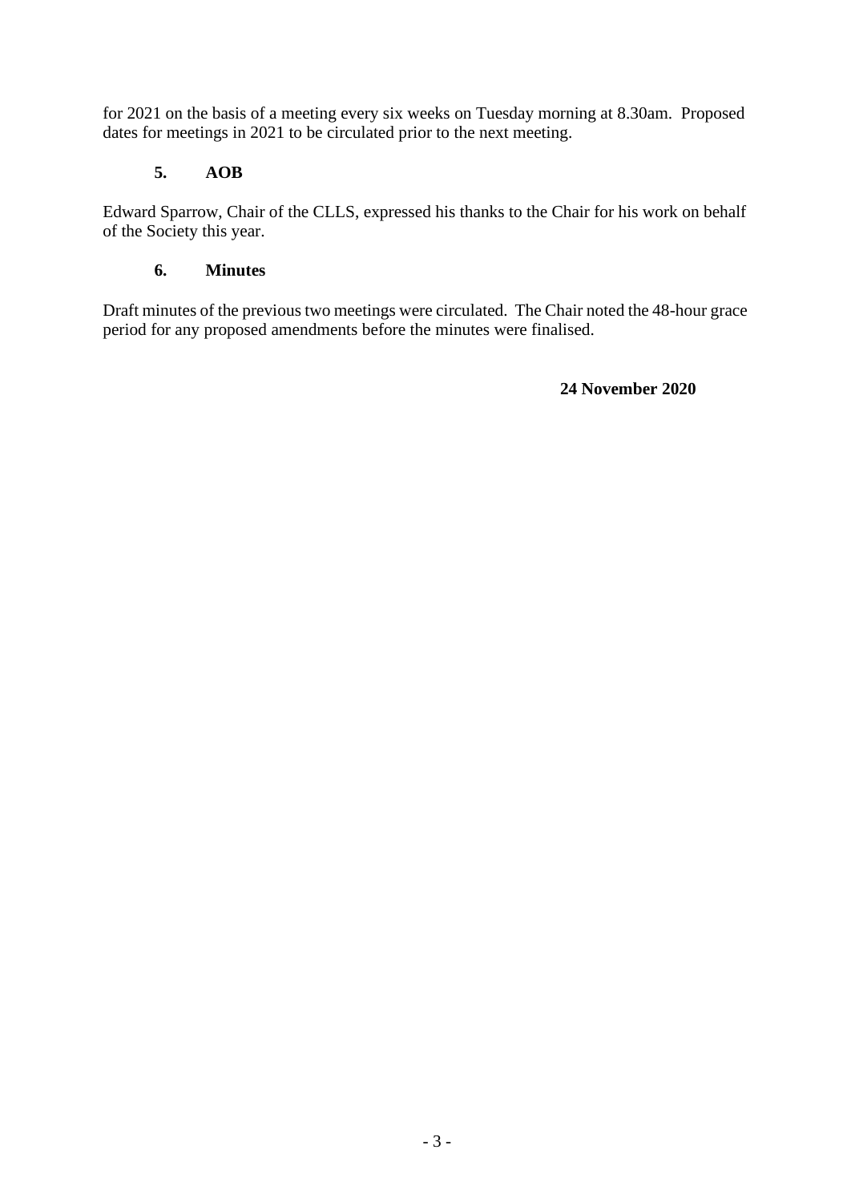for 2021 on the basis of a meeting every six weeks on Tuesday morning at 8.30am. Proposed dates for meetings in 2021 to be circulated prior to the next meeting.

### 5. AOB

Edward Sparrow, Chair of the CLLS, expressed his thanks to the Chair for his work on behalf of the Society this year.

### 6. Minutes

Draft minutes of the previous two meetings were circulated. The Chair noted the 48-hour grace period for any proposed amendments before the minutes were finalised.

**24 November 2020**